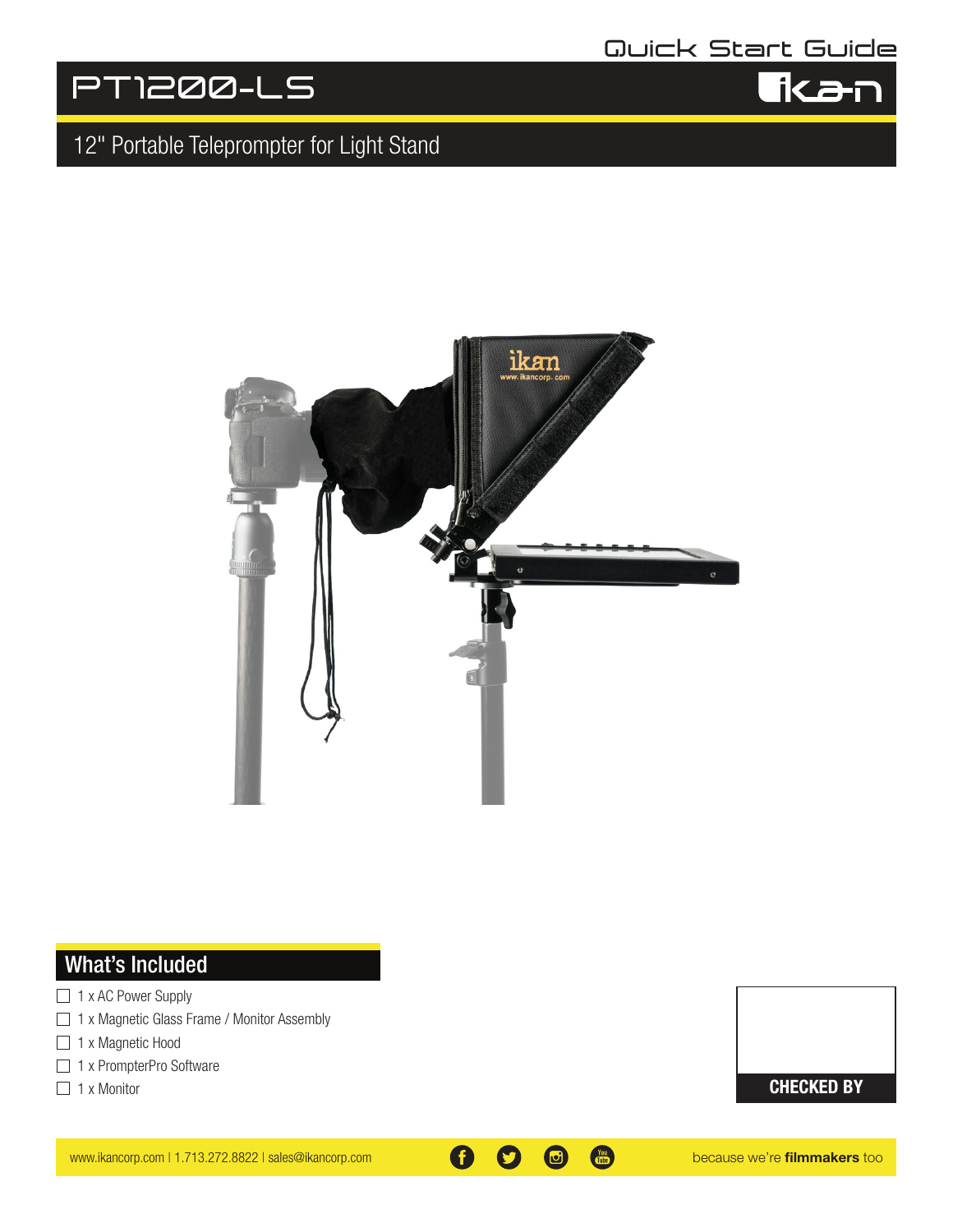Quick Start Guide

# PT1200-LS

ikan

## 12" Portable Teleprompter for Light Stand

## What's Included

- ☐ 1 x AC Power Supply
- ☐ 1 x Magnetic Glass Frame / Monitor Assembly
- ☐ 1 x Magnetic Hood
- ☐ 1 x PrompterPro Software
- ☐ 1 x Monitor

**CHECKED BY**

www.ikancorp.com | 1.713.272.8822 | sales@ikancorp.com

because we're **filmmakers** too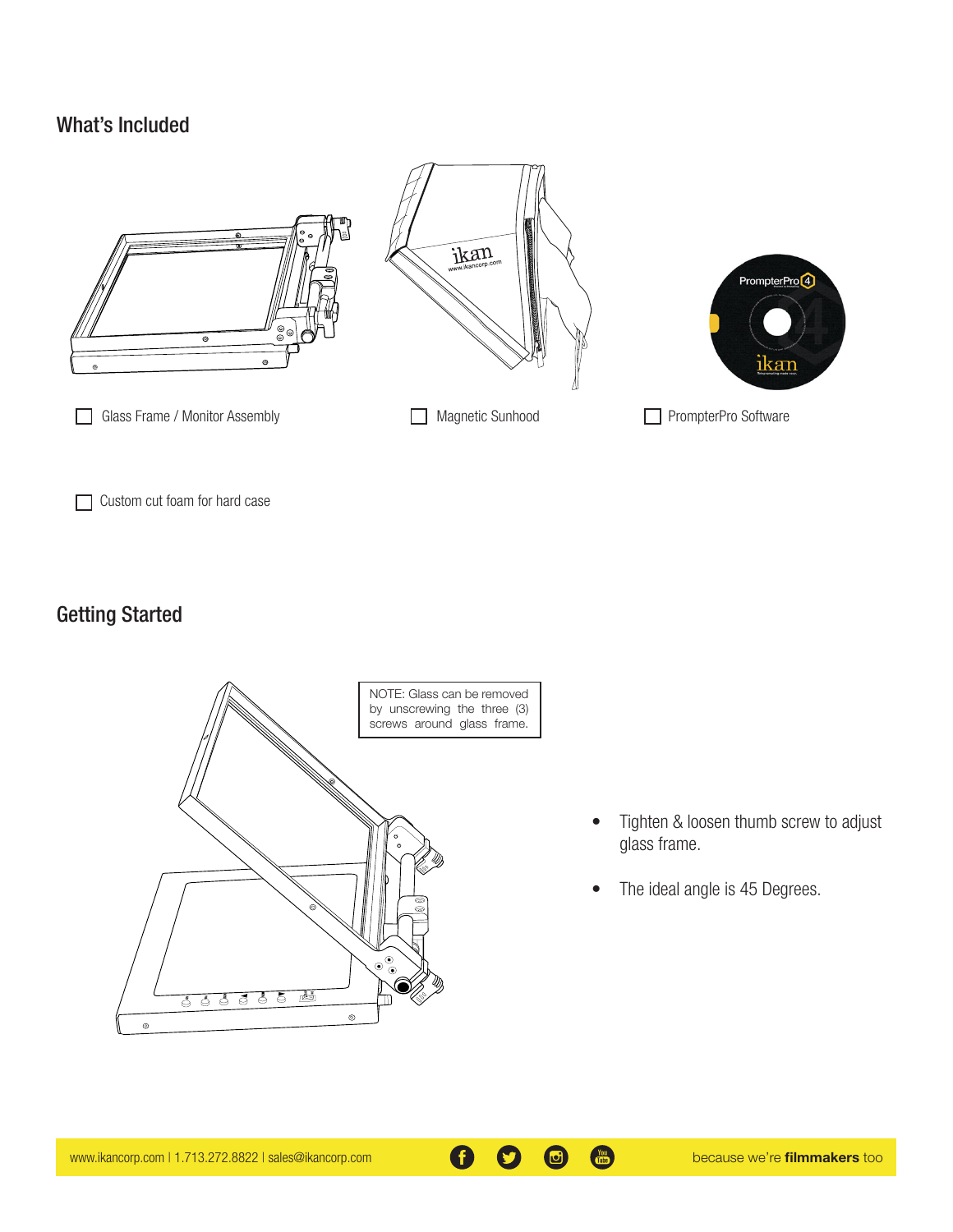## What's Included

- [ ] Glass Frame / Monitor Assembly
- [ ] Magnetic Sunhood
- [ ] PrompterPro Software
- [ ] Custom cut foam for hard case

## Getting Started

NOTE: Glass can be removed by unscrewing the three (3) screws around glass frame.

- Tighten & loosen thumb screw to adjust glass frame.
- The ideal angle is 45 Degrees.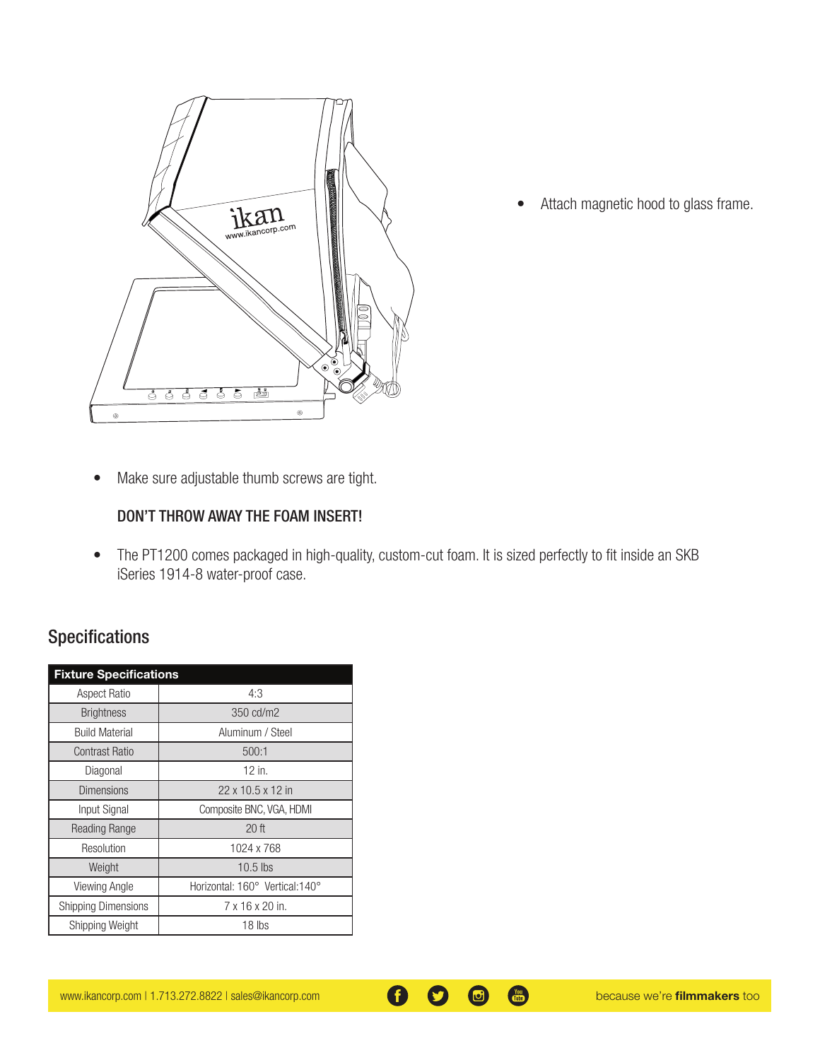- Attach magnetic hood to glass frame.

- Make sure adjustable thumb screws are tight.

**DON'T THROW AWAY THE FOAM INSERT!**

- The PT1200 comes packaged in high-quality, custom-cut foam. It is sized perfectly to fit inside an SKB iSeries 1914-8 water-proof case.

## Specifications

| Fixture Specifications | |
|---|---|
| Aspect Ratio | 4:3 |
| Brightness | 350 cd/m2 |
| Build Material | Aluminum / Steel |
| Contrast Ratio | 500:1 |
| Diagonal | 12 in. |
| Dimensions | 22 x 10.5 x 12 in |
| Input Signal | Composite BNC, VGA, HDMI |
| Reading Range | 20 ft |
| Resolution | 1024 x 768 |
| Weight | 10.5 lbs |
| Viewing Angle | Horizontal: 160° Vertical:140° |
| Shipping Dimensions | 7 x 16 x 20 in. |
| Shipping Weight | 18 lbs |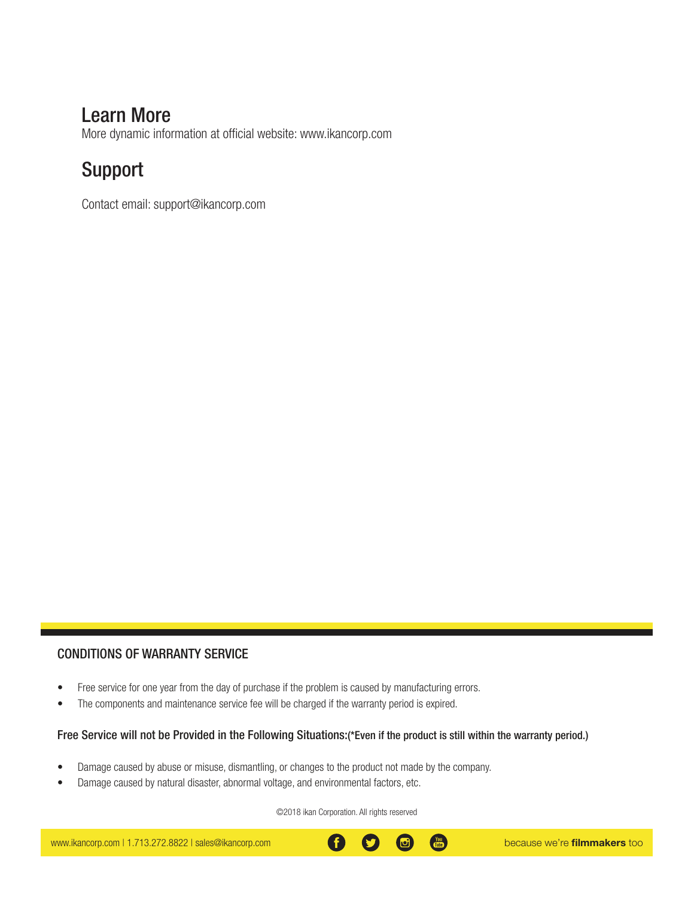## Learn More

More dynamic information at official website: www.ikancorp.com

## Support

Contact email: support@ikancorp.com

### CONDITIONS OF WARRANTY SERVICE

- Free service for one year from the day of purchase if the problem is caused by manufacturing errors.
- The components and maintenance service fee will be charged if the warranty period is expired.

**Free Service will not be Provided in the Following Situations:**(*Even if the product is still within the warranty period.)

- Damage caused by abuse or misuse, dismantling, or changes to the product not made by the company.
- Damage caused by natural disaster, abnormal voltage, and environmental factors, etc.

©2018 ikan Corporation. All rights reserved

www.ikancorp.com | 1.713.272.8822 | sales@ikancorp.com

because we're **filmmakers** too